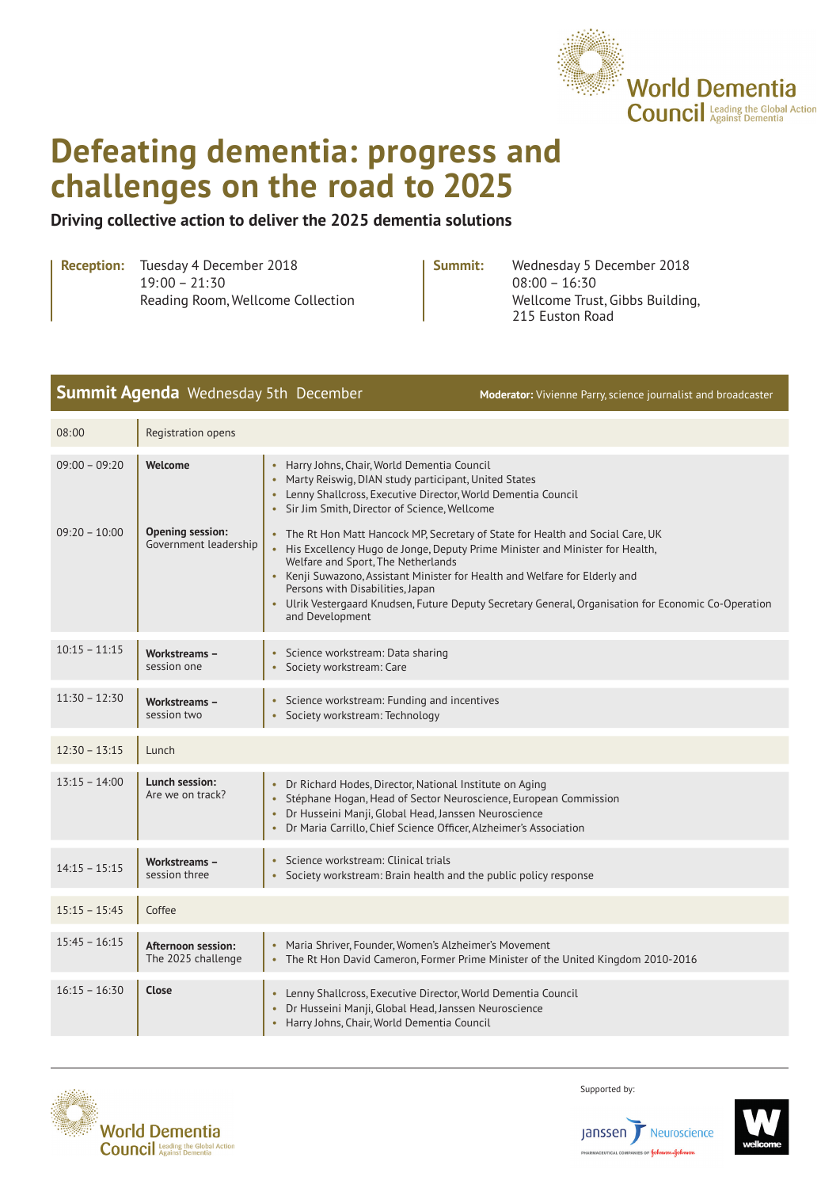World Dementia Council
Leading the Global Action Against Dementia

# Defeating dementia: progress and challenges on the road to 2025

**Driving collective action to deliver the 2025 dementia solutions**

**Reception:** Tuesday 4 December 2018
19:00 – 21:30
Reading Room, Wellcome Collection

**Summit:** Wednesday 5 December 2018
08:00 – 16:30
Wellcome Trust, Gibbs Building,
215 Euston Road

## Summit Agenda Wednesday 5th December

**Moderator:** Vivienne Parry, science journalist and broadcaster

| Time | Session | Speakers / Topics |
|---|---|---|
| 08:00 | Registration opens | |
| 09:00 – 09:20 | **Welcome** | • Harry Johns, Chair, World Dementia Council<br>• Marty Reiswig, DIAN study participant, United States<br>• Lenny Shallcross, Executive Director, World Dementia Council<br>• Sir Jim Smith, Director of Science, Wellcome |
| 09:20 – 10:00 | **Opening session:** Government leadership | • The Rt Hon Matt Hancock MP, Secretary of State for Health and Social Care, UK<br>• His Excellency Hugo de Jonge, Deputy Prime Minister and Minister for Health, Welfare and Sport, The Netherlands<br>• Kenji Suwazono, Assistant Minister for Health and Welfare for Elderly and Persons with Disabilities, Japan<br>• Ulrik Vestergaard Knudsen, Future Deputy Secretary General, Organisation for Economic Co-Operation and Development |
| 10:15 – 11:15 | **Workstreams –** session one | • Science workstream: Data sharing<br>• Society workstream: Care |
| 11:30 – 12:30 | **Workstreams –** session two | • Science workstream: Funding and incentives<br>• Society workstream: Technology |
| 12:30 – 13:15 | Lunch | |
| 13:15 – 14:00 | **Lunch session:** Are we on track? | • Dr Richard Hodes, Director, National Institute on Aging<br>• Stéphane Hogan, Head of Sector Neuroscience, European Commission<br>• Dr Husseini Manji, Global Head, Janssen Neuroscience<br>• Dr Maria Carrillo, Chief Science Officer, Alzheimer's Association |
| 14:15 – 15:15 | **Workstreams –** session three | • Science workstream: Clinical trials<br>• Society workstream: Brain health and the public policy response |
| 15:15 – 15:45 | Coffee | |
| 15:45 – 16:15 | **Afternoon session:** The 2025 challenge | • Maria Shriver, Founder, Women's Alzheimer's Movement<br>• The Rt Hon David Cameron, Former Prime Minister of the United Kingdom 2010-2016 |
| 16:15 – 16:30 | **Close** | • Lenny Shallcross, Executive Director, World Dementia Council<br>• Dr Husseini Manji, Global Head, Janssen Neuroscience<br>• Harry Johns, Chair, World Dementia Council |

World Dementia Council
Leading the Global Action Against Dementia

Supported by:

Janssen Neuroscience
PHARMACEUTICAL COMPANIES OF Johnson & Johnson

wellcome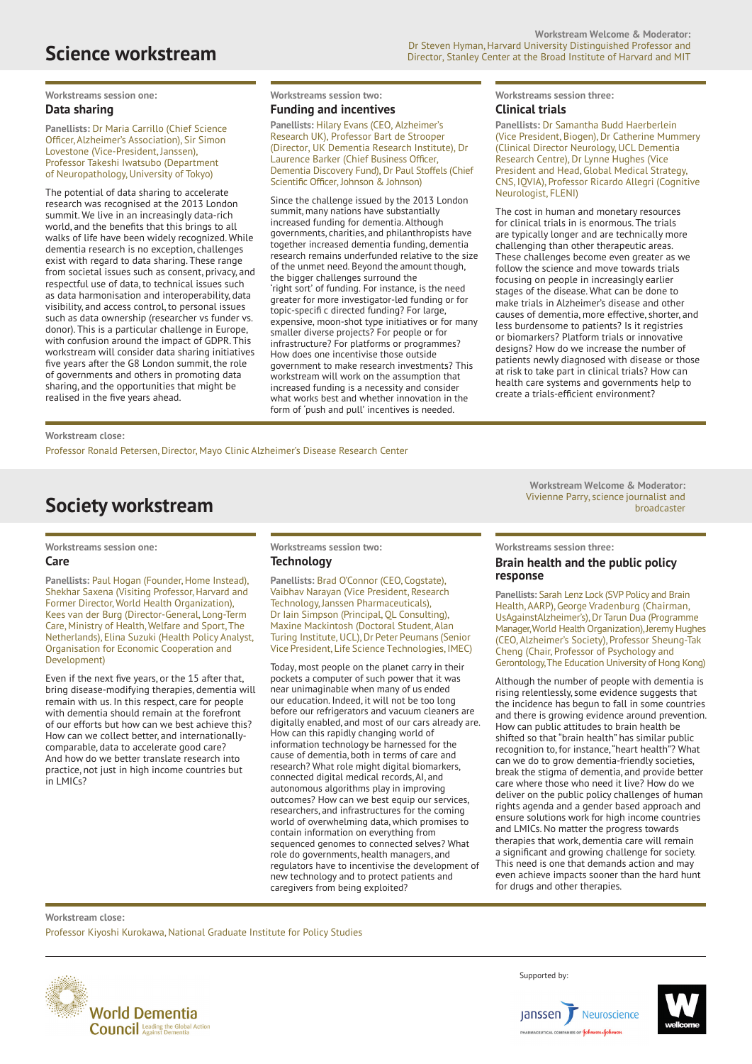# Science workstream

**Workstream Welcome & Moderator:**
Dr Steven Hyman, Harvard University Distinguished Professor and Director, Stanley Center at the Broad Institute of Harvard and MIT

### Workstreams session one:
## Data sharing

**Panellists:** Dr Maria Carrillo (Chief Science Officer, Alzheimer's Association), Sir Simon Lovestone (Vice-President, Janssen), Professor Takeshi Iwatsubo (Department of Neuropathology, University of Tokyo)

The potential of data sharing to accelerate research was recognised at the 2013 London summit. We live in an increasingly data-rich world, and the benefits that this brings to all walks of life have been widely recognized. While dementia research is no exception, challenges exist with regard to data sharing. These range from societal issues such as consent, privacy, and respectful use of data, to technical issues such as data harmonisation and interoperability, data visibility, and access control, to personal issues such as data ownership (researcher vs. funder vs. donor). This is a particular challenge in Europe, with confusion around the impact of GDPR. This workstream will consider data sharing initiatives five years after the G8 London summit, the role of governments and others in promoting data sharing, and the opportunities that might be realised in the five years ahead.

### Workstreams session two:
## Funding and incentives

**Panellists:** Hilary Evans (CEO, Alzheimer's Research UK), Professor Bart de Strooper (Director, UK Dementia Research Institute), Dr Laurence Barker (Chief Business Officer, Dementia Discovery Fund), Dr Paul Stoffels (Chief Scientific Officer, Johnson & Johnson)

Since the challenge issued by the 2013 London summit, many nations have substantially increased funding for dementia. Although governments, charities, and philanthropists have together increased dementia funding, dementia research remains underfunded relative to the size of the unmet need. Beyond the amount though, the bigger challenges surround the 'right sort' of funding. For instance, is the need greater for more investigator-led funding or for topic-specifi c directed funding? For large, expensive, moon-shot type initiatives or for many smaller diverse projects? For people or for infrastructure? For platforms or programmes? How does one incentivise those outside government to make research investments? This workstream will work on the assumption that increased funding is a necessity and consider what works best and whether innovation in the form of 'push and pull' incentives is needed.

### Workstreams session three:
## Clinical trials

**Panellists:** Dr Samantha Budd Haeberlein (Vice President, Biogen), Dr Catherine Mummery (Clinical Director Neurology, UCL Dementia Research Centre), Dr Lynne Hughes (Vice President and Head, Global Medical Strategy, CNS, IQVIA), Professor Ricardo Allegri (Cognitive Neurologist, FLENI)

The cost in human and monetary resources for clinical trials in is enormous. The trials are typically longer and are technically more challenging than other therapeutic areas. These challenges become even greater as we follow the science and move towards trials focusing on people in increasingly earlier stages of the disease. What can be done to make trials in Alzheimer's disease and other causes of dementia, more effective, shorter, and less burdensome to patients? Is it registries or biomarkers? Platform trials or innovative designs? How do we increase the number of patients newly diagnosed with disease or those at risk to take part in clinical trials? How can health care systems and governments help to create a trials-efficient environment?

**Workstream close:**
Professor Ronald Petersen, Director, Mayo Clinic Alzheimer's Disease Research Center

# Society workstream

**Workstream Welcome & Moderator:**
Vivienne Parry, science journalist and broadcaster

### Workstreams session one:
## Care

**Panellists:** Paul Hogan (Founder, Home Instead), Shekhar Saxena (Visiting Professor, Harvard and Former Director, World Health Organization), Kees van der Burg (Director-General, Long-Term Care, Ministry of Health, Welfare and Sport, The Netherlands), Elina Suzuki (Health Policy Analyst, Organisation for Economic Cooperation and Development)

Even if the next five years, or the 15 after that, bring disease-modifying therapies, dementia will remain with us. In this respect, care for people with dementia should remain at the forefront of our efforts but how can we best achieve this? How can we collect better, and internationally-comparable, data to accelerate good care? And how do we better translate research into practice, not just in high income countries but in LMICs?

### Workstreams session two:
## Technology

**Panellists:** Brad O'Connor (CEO, Cogstate), Vaibhav Narayan (Vice President, Research Technology, Janssen Pharmaceuticals), Dr Iain Simpson (Principal, QL Consulting), Maxine Mackintosh (Doctoral Student, Alan Turing Institute, UCL), Dr Peter Peumans (Senior Vice President, Life Science Technologies, IMEC)

Today, most people on the planet carry in their pockets a computer of such power that it was near unimaginable when many of us ended our education. Indeed, it will not be too long before our refrigerators and vacuum cleaners are digitally enabled, and most of our cars already are. How can this rapidly changing world of information technology be harnessed for the cause of dementia, both in terms of care and research? What role might digital biomarkers, connected digital medical records, AI, and autonomous algorithms play in improving outcomes? How can we best equip our services, researchers, and infrastructures for the coming world of overwhelming data, which promises to contain information on everything from sequenced genomes to connected selves? What role do governments, health managers, and regulators have to incentivise the development of new technology and to protect patients and caregivers from being exploited?

### Workstreams session three:
## Brain health and the public policy response

**Panellists:** Sarah Lenz Lock (SVP Policy and Brain Health, AARP), George Vradenburg (Chairman, UsAgainstAlzheimer's), Dr Tarun Dua (Programme Manager, World Health Organization), Jeremy Hughes (CEO, Alzheimer's Society), Professor Sheung-Tak Cheng (Chair, Professor of Psychology and Gerontology, The Education University of Hong Kong)

Although the number of people with dementia is rising relentlessly, some evidence suggests that the incidence has begun to fall in some countries and there is growing evidence around prevention. How can public attitudes to brain health be shifted so that "brain health" has similar public recognition to, for instance, "heart health"? What can we do to grow dementia-friendly societies, break the stigma of dementia, and provide better care where those who need it live? How do we deliver on the public policy challenges of human rights agenda and a gender based approach and ensure solutions work for high income countries and LMICs. No matter the progress towards therapies that work, dementia care will remain a significant and growing challenge for society. This need is one that demands action and may even advance impacts sooner than the hard hunt for drugs and other therapies.

**Workstream close:**
Professor Kiyoshi Kurokawa, National Graduate Institute for Policy Studies

World Dementia Council — Leading the Global Action Against Dementia

Supported by: Janssen Neuroscience — Pharmaceutical companies of Johnson & Johnson; wellcome